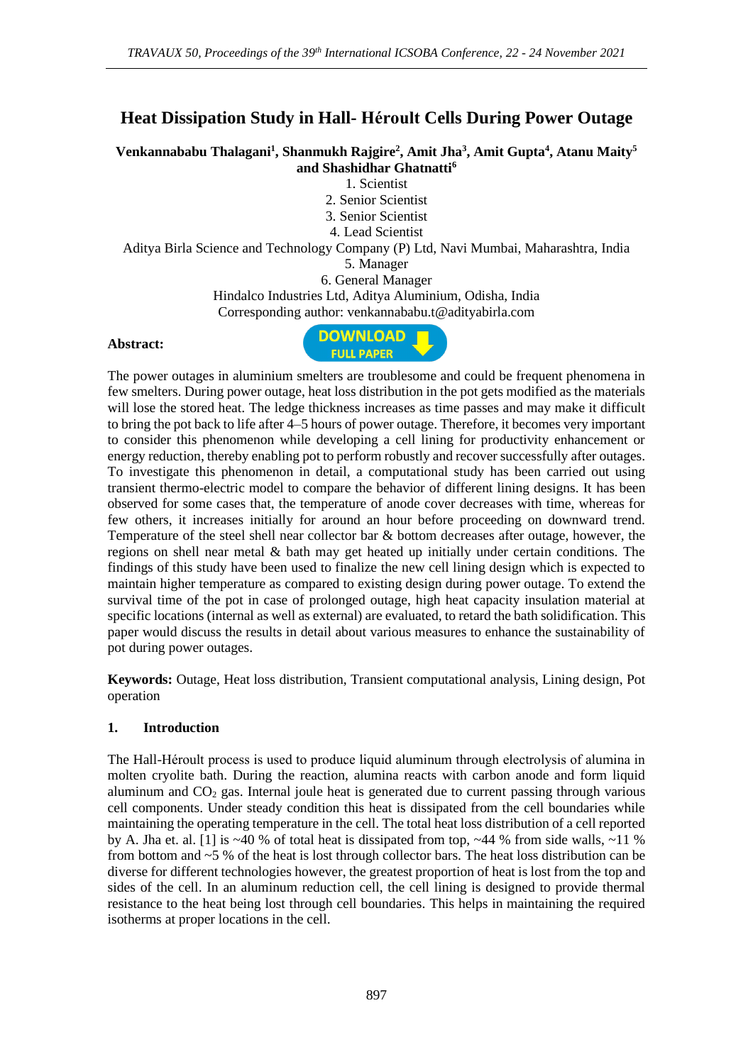# Heat Dissipation Study in Hall- Héroult Cells During Power Outage

**Venkannababu Thalagani[1], Shanmukh Rajgire[2], Amit Jha[3], Amit Gupta[4], Atanu Maity[5] and Shashidhar Ghatnatti[6]**

1. Scientist
2. Senior Scientist
3. Senior Scientist
4. Lead Scientist

Aditya Birla Science and Technology Company (P) Ltd, Navi Mumbai, Maharashtra, India

5. Manager
6. General Manager

Hindalco Industries Ltd, Aditya Aluminium, Odisha, India

Corresponding author: venkannababu.t@adityabirla.com

**Abstract:**

The power outages in aluminium smelters are troublesome and could be frequent phenomena in few smelters. During power outage, heat loss distribution in the pot gets modified as the materials will lose the stored heat. The ledge thickness increases as time passes and may make it difficult to bring the pot back to life after 4–5 hours of power outage. Therefore, it becomes very important to consider this phenomenon while developing a cell lining for productivity enhancement or energy reduction, thereby enabling pot to perform robustly and recover successfully after outages. To investigate this phenomenon in detail, a computational study has been carried out using transient thermo-electric model to compare the behavior of different lining designs. It has been observed for some cases that, the temperature of anode cover decreases with time, whereas for few others, it increases initially for around an hour before proceeding on downward trend. Temperature of the steel shell near collector bar & bottom decreases after outage, however, the regions on shell near metal & bath may get heated up initially under certain conditions. The findings of this study have been used to finalize the new cell lining design which is expected to maintain higher temperature as compared to existing design during power outage. To extend the survival time of the pot in case of prolonged outage, high heat capacity insulation material at specific locations (internal as well as external) are evaluated, to retard the bath solidification. This paper would discuss the results in detail about various measures to enhance the sustainability of pot during power outages.

**Keywords:** Outage, Heat loss distribution, Transient computational analysis, Lining design, Pot operation

## 1. Introduction

The Hall-Héroult process is used to produce liquid aluminum through electrolysis of alumina in molten cryolite bath. During the reaction, alumina reacts with carbon anode and form liquid aluminum and $CO_2$ gas. Internal joule heat is generated due to current passing through various cell components. Under steady condition this heat is dissipated from the cell boundaries while maintaining the operating temperature in the cell. The total heat loss distribution of a cell reported by A. Jha et. al. [1] is ~40 % of total heat is dissipated from top, ~44 % from side walls, ~11 % from bottom and ~5 % of the heat is lost through collector bars. The heat loss distribution can be diverse for different technologies however, the greatest proportion of heat is lost from the top and sides of the cell. In an aluminum reduction cell, the cell lining is designed to provide thermal resistance to the heat being lost through cell boundaries. This helps in maintaining the required isotherms at proper locations in the cell.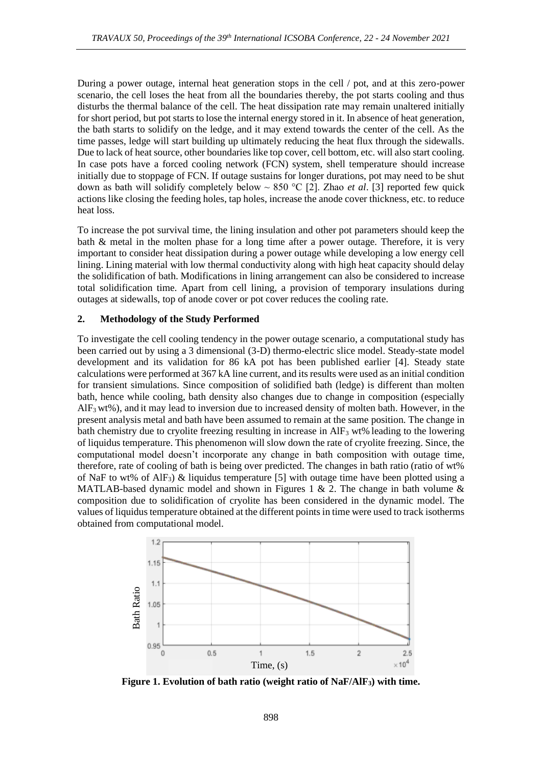During a power outage, internal heat generation stops in the cell / pot, and at this zero-power scenario, the cell loses the heat from all the boundaries thereby, the pot starts cooling and thus disturbs the thermal balance of the cell. The heat dissipation rate may remain unaltered initially for short period, but pot starts to lose the internal energy stored in it. In absence of heat generation, the bath starts to solidify on the ledge, and it may extend towards the center of the cell. As the time passes, ledge will start building up ultimately reducing the heat flux through the sidewalls. Due to lack of heat source, other boundaries like top cover, cell bottom, etc. will also start cooling. In case pots have a forced cooling network (FCN) system, shell temperature should increase initially due to stoppage of FCN. If outage sustains for longer durations, pot may need to be shut down as bath will solidify completely below ~ 850 °C [2]. Zhao *et al*. [3] reported few quick actions like closing the feeding holes, tap holes, increase the anode cover thickness, etc. to reduce heat loss.

To increase the pot survival time, the lining insulation and other pot parameters should keep the bath & metal in the molten phase for a long time after a power outage. Therefore, it is very important to consider heat dissipation during a power outage while developing a low energy cell lining. Lining material with low thermal conductivity along with high heat capacity should delay the solidification of bath. Modifications in lining arrangement can also be considered to increase total solidification time. Apart from cell lining, a provision of temporary insulations during outages at sidewalls, top of anode cover or pot cover reduces the cooling rate.

## 2. Methodology of the Study Performed

To investigate the cell cooling tendency in the power outage scenario, a computational study has been carried out by using a 3 dimensional (3-D) thermo-electric slice model. Steady-state model development and its validation for 86 kA pot has been published earlier [4]. Steady state calculations were performed at 367 kA line current, and its results were used as an initial condition for transient simulations. Since composition of solidified bath (ledge) is different than molten bath, hence while cooling, bath density also changes due to change in composition (especially $AlF_3$ wt%), and it may lead to inversion due to increased density of molten bath. However, in the present analysis metal and bath have been assumed to remain at the same position. The change in bath chemistry due to cryolite freezing resulting in increase in $AlF_3$ wt% leading to the lowering of liquidus temperature. This phenomenon will slow down the rate of cryolite freezing. Since, the computational model doesn't incorporate any change in bath composition with outage time, therefore, rate of cooling of bath is being over predicted. The changes in bath ratio (ratio of wt% of NaF to wt% of $AlF_3$) & liquidus temperature [5] with outage time have been plotted using a MATLAB-based dynamic model and shown in Figures 1 & 2. The change in bath volume & composition due to solidification of cryolite has been considered in the dynamic model. The values of liquidus temperature obtained at the different points in time were used to track isotherms obtained from computational model.

**Figure 1. Evolution of bath ratio (weight ratio of $NaF/AlF_3$) with time.**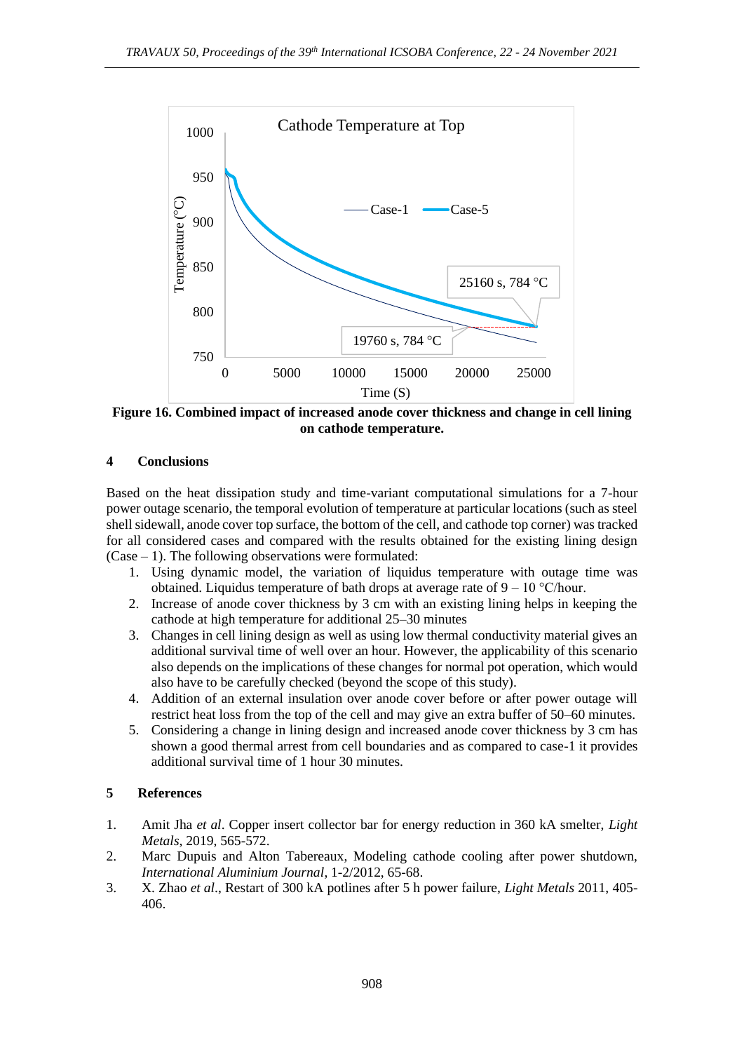**Figure 16. Combined impact of increased anode cover thickness and change in cell lining on cathode temperature.**

## 4 Conclusions

Based on the heat dissipation study and time-variant computational simulations for a 7-hour power outage scenario, the temporal evolution of temperature at particular locations (such as steel shell sidewall, anode cover top surface, the bottom of the cell, and cathode top corner) was tracked for all considered cases and compared with the results obtained for the existing lining design (Case – 1). The following observations were formulated:

1. Using dynamic model, the variation of liquidus temperature with outage time was obtained. Liquidus temperature of bath drops at average rate of 9 – 10 °C/hour.
2. Increase of anode cover thickness by 3 cm with an existing lining helps in keeping the cathode at high temperature for additional 25–30 minutes
3. Changes in cell lining design as well as using low thermal conductivity material gives an additional survival time of well over an hour. However, the applicability of this scenario also depends on the implications of these changes for normal pot operation, which would also have to be carefully checked (beyond the scope of this study).
4. Addition of an external insulation over anode cover before or after power outage will restrict heat loss from the top of the cell and may give an extra buffer of 50–60 minutes.
5. Considering a change in lining design and increased anode cover thickness by 3 cm has shown a good thermal arrest from cell boundaries and as compared to case-1 it provides additional survival time of 1 hour 30 minutes.

## 5 References

1. Amit Jha *et al*. Copper insert collector bar for energy reduction in 360 kA smelter, *Light Metals*, 2019, 565-572.
2. Marc Dupuis and Alton Tabereaux, Modeling cathode cooling after power shutdown, *International Aluminium Journal*, 1-2/2012, 65-68.
3. X. Zhao *et al*., Restart of 300 kA potlines after 5 h power failure, *Light Metals* 2011, 405-406.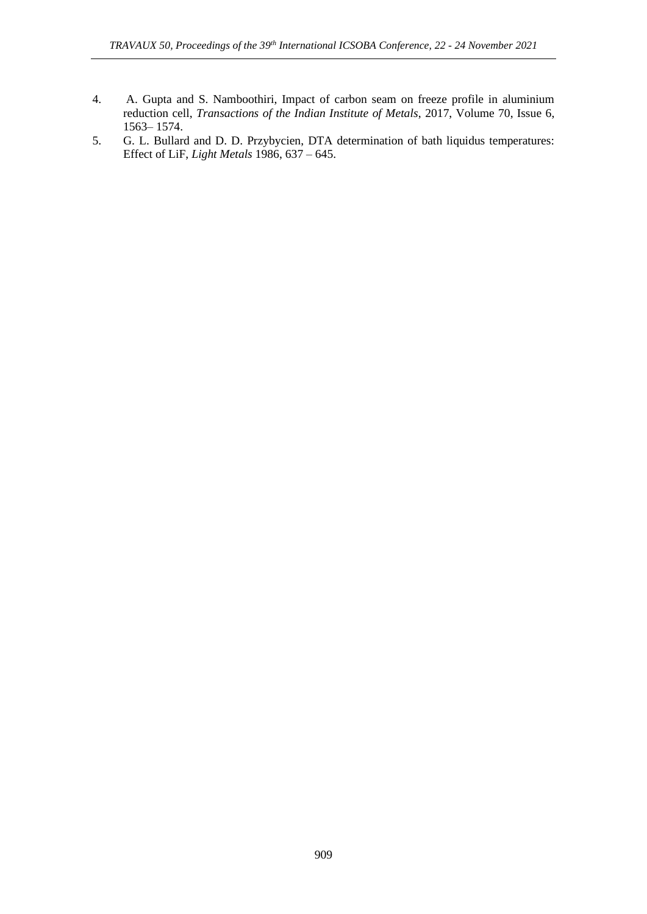4. A. Gupta and S. Namboothiri, Impact of carbon seam on freeze profile in aluminium reduction cell, *Transactions of the Indian Institute of Metals*, 2017, Volume 70, Issue 6, 1563– 1574.
5. G. L. Bullard and D. D. Przybycien, DTA determination of bath liquidus temperatures: Effect of LiF, *Light Metals* 1986, 637 – 645.